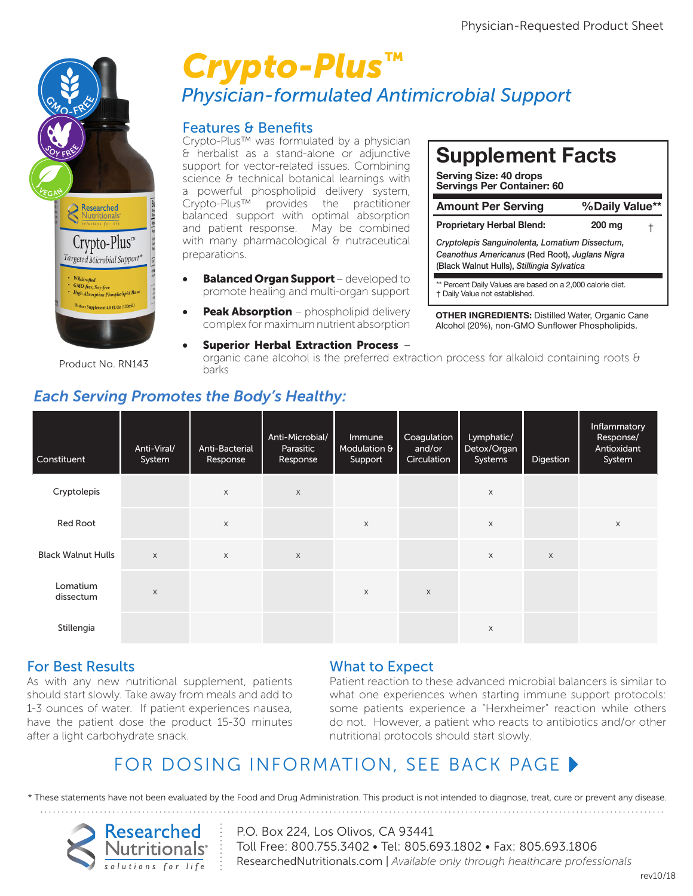Physician-Requested Product Sheet

# Crypto-Plus™

## Physician-formulated Antimicrobial Support

Product No. RN143

### Features & Benefits

Crypto-Plus™ was formulated by a physician & herbalist as a stand-alone or adjunctive support for vector-related issues. Combining science & technical botanical learnings with a powerful phospholipid delivery system, Crypto-Plus™ provides the practitioner balanced support with optimal absorption and patient response. May be combined with many pharmacological & nutraceutical preparations.

- **Balanced Organ Support** – developed to promote healing and multi-organ support
- **Peak Absorption** – phospholipid delivery complex for maximum nutrient absorption
- **Superior Herbal Extraction Process** – organic cane alcohol is the preferred extraction process for alkaloid containing roots & barks

### Supplement Facts

**Serving Size: 40 drops**
**Servings Per Container: 60**

| Amount Per Serving | | %Daily Value** |
|---|---|---|
| **Proprietary Herbal Blend:** | **200 mg** | † |

*Cryptolepis Sanguinolenta, Lomatium Dissectum, Ceanothus Americanus* (Red Root), *Juglans Nigra* (Black Walnut Hulls), *Stillingia Sylvatica*

** Percent Daily Values are based on a 2,000 calorie diet.
† Daily Value not established.

**OTHER INGREDIENTS:** Distilled Water, Organic Cane Alcohol (20%), non-GMO Sunflower Phospholipids.

### Each Serving Promotes the Body's Healthy:

| Constituent | Anti-Viral/ System | Anti-Bacterial Response | Anti-Microbial/ Parasitic Response | Immune Modulation & Support | Coagulation and/or Circulation | Lymphatic/ Detox/Organ Systems | Digestion | Inflammatory Response/ Antioxidant System |
|---|---|---|---|---|---|---|---|---|
| Cryptolepis | | x | x | | | x | | |
| Red Root | | x | | x | | x | | x |
| Black Walnut Hulls | x | x | x | | | x | x | |
| Lomatium dissectum | x | | | x | x | | | |
| Stillengia | | | | | | x | | |

### For Best Results

As with any new nutritional supplement, patients should start slowly. Take away from meals and add to 1-3 ounces of water. If patient experiences nausea, have the patient dose the product 15-30 minutes after a light carbohydrate snack.

### What to Expect

Patient reaction to these advanced microbial balancers is similar to what one experiences when starting immune support protocols: some patients experience a "Herxheimer" reaction while others do not. However, a patient who reacts to antibiotics and/or other nutritional protocols should start slowly.

## FOR DOSING INFORMATION, SEE BACK PAGE ▶

\* These statements have not been evaluated by the Food and Drug Administration. This product is not intended to diagnose, treat, cure or prevent any disease.

Researched Nutritionals® solutions for life

P.O. Box 224, Los Olivos, CA 93441
Toll Free: 800.755.3402 • Tel: 805.693.1802 • Fax: 805.693.1806
ResearchedNutritionals.com | *Available only through healthcare professionals*

rev10/18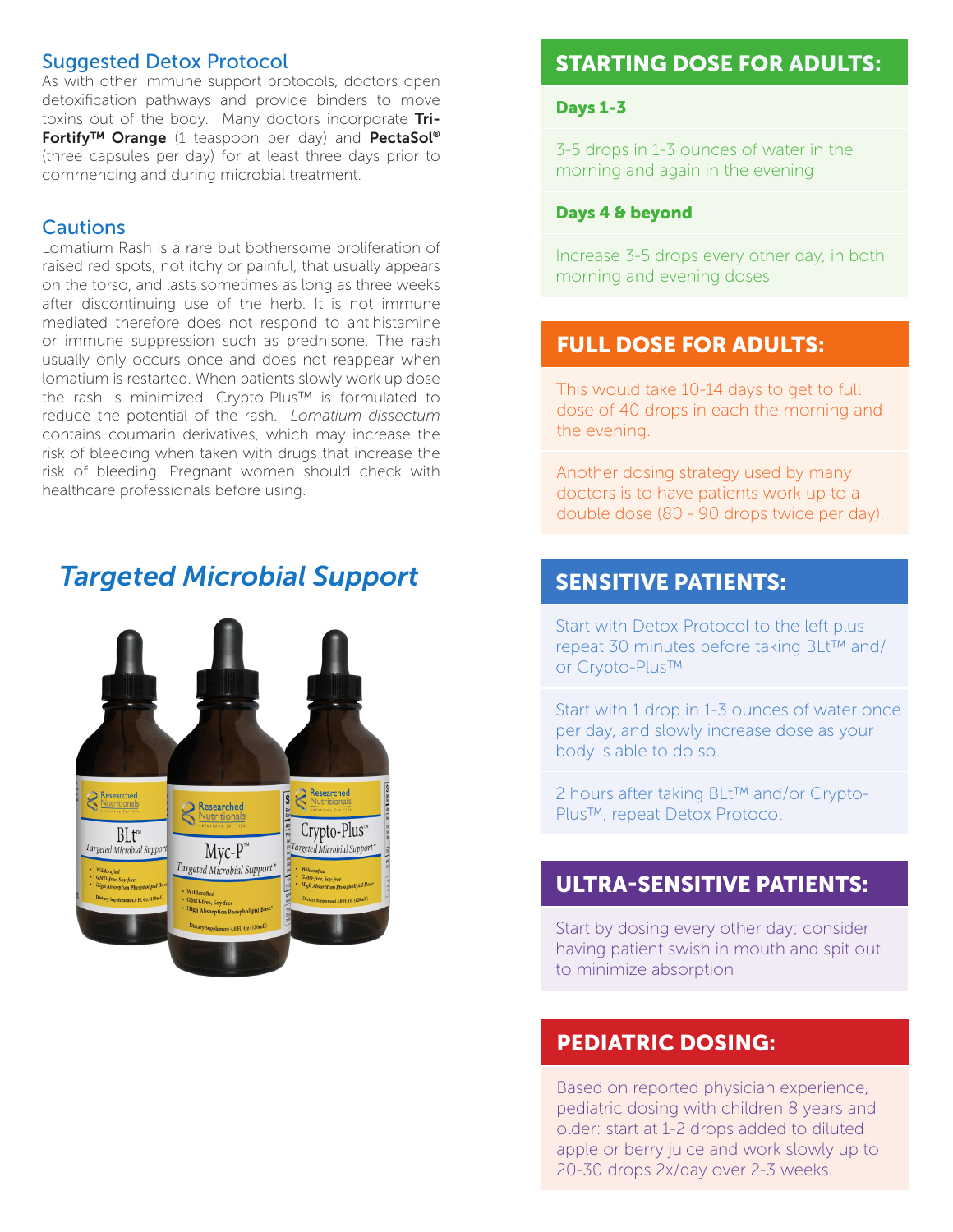## Suggested Detox Protocol

As with other immune support protocols, doctors open detoxification pathways and provide binders to move toxins out of the body. Many doctors incorporate **Tri-Fortify™ Orange** (1 teaspoon per day) and **PectaSol®** (three capsules per day) for at least three days prior to commencing and during microbial treatment.

## Cautions

Lomatium Rash is a rare but bothersome proliferation of raised red spots, not itchy or painful, that usually appears on the torso, and lasts sometimes as long as three weeks after discontinuing use of the herb. It is not immune mediated therefore does not respond to antihistamine or immune suppression such as prednisone. The rash usually only occurs once and does not reappear when lomatium is restarted. When patients slowly work up dose the rash is minimized. Crypto-Plus™ is formulated to reduce the potential of the rash. *Lomatium dissectum* contains coumarin derivatives, which may increase the risk of bleeding when taken with drugs that increase the risk of bleeding. Pregnant women should check with healthcare professionals before using.

# *Targeted Microbial Support*

## STARTING DOSE FOR ADULTS:

**Days 1-3**

3-5 drops in 1-3 ounces of water in the morning and again in the evening

**Days 4 & beyond**

Increase 3-5 drops every other day, in both morning and evening doses

## FULL DOSE FOR ADULTS:

This would take 10-14 days to get to full dose of 40 drops in each the morning and the evening.

Another dosing strategy used by many doctors is to have patients work up to a double dose (80 - 90 drops twice per day).

## SENSITIVE PATIENTS:

Start with Detox Protocol to the left plus repeat 30 minutes before taking BLt™ and/or Crypto-Plus™

Start with 1 drop in 1-3 ounces of water once per day, and slowly increase dose as your body is able to do so.

2 hours after taking BLt™ and/or Crypto-Plus™, repeat Detox Protocol

## ULTRA-SENSITIVE PATIENTS:

Start by dosing every other day; consider having patient swish in mouth and spit out to minimize absorption

## PEDIATRIC DOSING:

Based on reported physician experience, pediatric dosing with children 8 years and older: start at 1-2 drops added to diluted apple or berry juice and work slowly up to 20-30 drops 2x/day over 2-3 weeks.